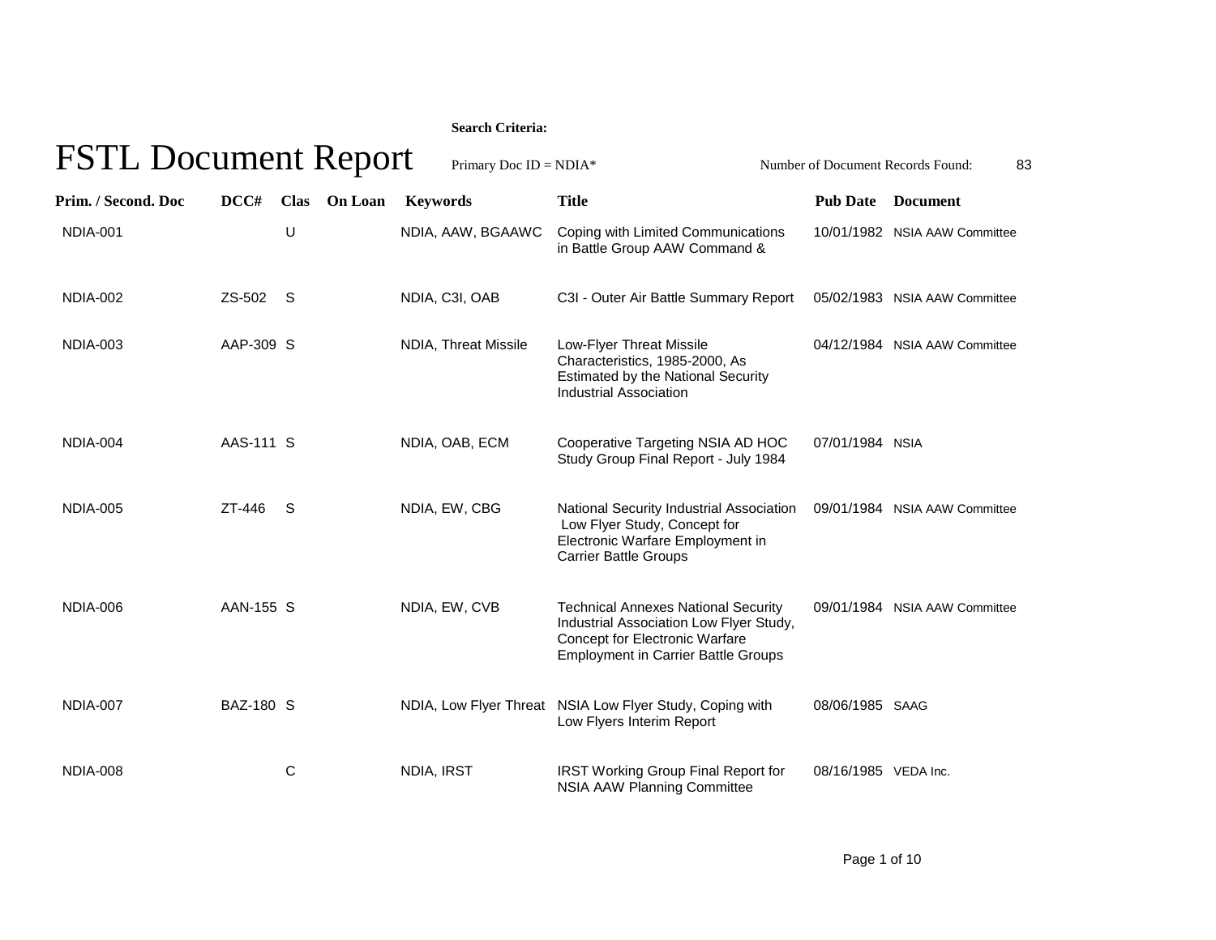# FSTL Document Report

**Search Criteria:**

Primary Doc ID = NDIA*

Number of Document Records Found: 83

| Prim. / Second. Doc | DCC# | Clas | On Loan | Keywords | Title | Pub Date | Document |
|---|---|---|---|---|---|---|---|
| NDIA-001 | | U | | NDIA, AAW, BGAAWC | Coping with Limited Communications in Battle Group AAW Command & | 10/01/1982 | NSIA AAW Committee |
| NDIA-002 | ZS-502 | S | | NDIA, C3I, OAB | C3I - Outer Air Battle Summary Report | 05/02/1983 | NSIA AAW Committee |
| NDIA-003 | AAP-309 | S | | NDIA, Threat Missile | Low-Flyer Threat Missile Characteristics, 1985-2000, As Estimated by the National Security Industrial Association | 04/12/1984 | NSIA AAW Committee |
| NDIA-004 | AAS-111 | S | | NDIA, OAB, ECM | Cooperative Targeting NSIA AD HOC Study Group Final Report - July 1984 | 07/01/1984 | NSIA |
| NDIA-005 | ZT-446 | S | | NDIA, EW, CBG | National Security Industrial Association Low Flyer Study, Concept for Electronic Warfare Employment in Carrier Battle Groups | 09/01/1984 | NSIA AAW Committee |
| NDIA-006 | AAN-155 | S | | NDIA, EW, CVB | Technical Annexes National Security Industrial Association Low Flyer Study, Concept for Electronic Warfare Employment in Carrier Battle Groups | 09/01/1984 | NSIA AAW Committee |
| NDIA-007 | BAZ-180 | S | | NDIA, Low Flyer Threat | NSIA Low Flyer Study, Coping with Low Flyers Interim Report | 08/06/1985 | SAAG |
| NDIA-008 | | C | | NDIA, IRST | IRST Working Group Final Report for NSIA AAW Planning Committee | 08/16/1985 | VEDA Inc. |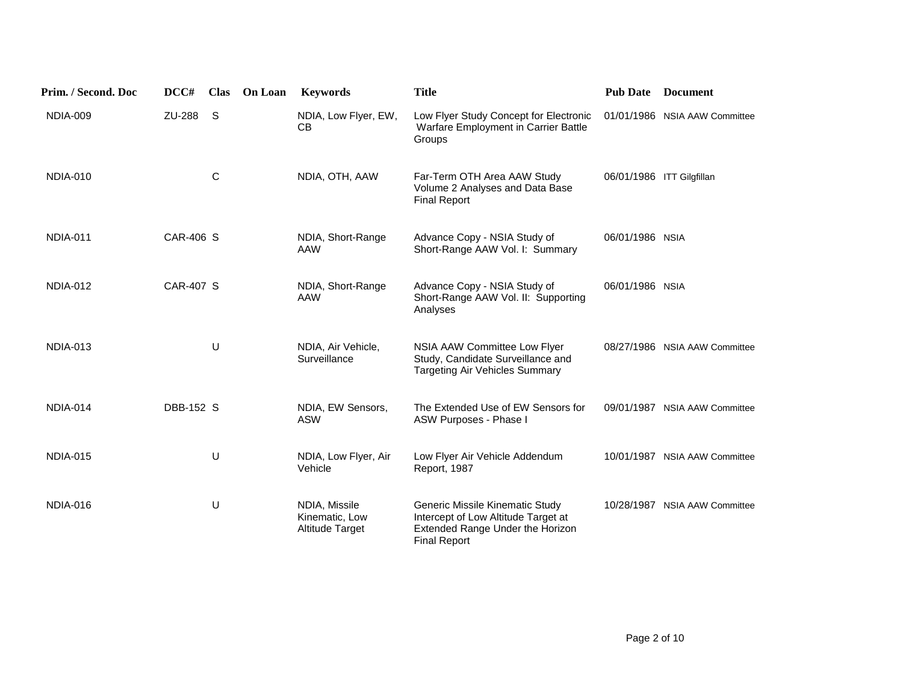| Prim. / Second. Doc | DCC# | Clas | On Loan | Keywords | Title | Pub Date | Document |
|---|---|---|---|---|---|---|---|
| NDIA-009 | ZU-288 | S | | NDIA, Low Flyer, EW, CB | Low Flyer Study Concept for Electronic Warfare Employment in Carrier Battle Groups | 01/01/1986 | NSIA AAW Committee |
| NDIA-010 | | C | | NDIA, OTH, AAW | Far-Term OTH Area AAW Study Volume 2 Analyses and Data Base Final Report | 06/01/1986 | ITT Gilgfillan |
| NDIA-011 | CAR-406 | S | | NDIA, Short-Range AAW | Advance Copy - NSIA Study of Short-Range AAW Vol. I: Summary | 06/01/1986 | NSIA |
| NDIA-012 | CAR-407 | S | | NDIA, Short-Range AAW | Advance Copy - NSIA Study of Short-Range AAW Vol. II: Supporting Analyses | 06/01/1986 | NSIA |
| NDIA-013 | | U | | NDIA, Air Vehicle, Surveillance | NSIA AAW Committee Low Flyer Study, Candidate Surveillance and Targeting Air Vehicles Summary | 08/27/1986 | NSIA AAW Committee |
| NDIA-014 | DBB-152 | S | | NDIA, EW Sensors, ASW | The Extended Use of EW Sensors for ASW Purposes - Phase I | 09/01/1987 | NSIA AAW Committee |
| NDIA-015 | | U | | NDIA, Low Flyer, Air Vehicle | Low Flyer Air Vehicle Addendum Report, 1987 | 10/01/1987 | NSIA AAW Committee |
| NDIA-016 | | U | | NDIA, Missile Kinematic, Low Altitude Target | Generic Missile Kinematic Study Intercept of Low Altitude Target at Extended Range Under the Horizon Final Report | 10/28/1987 | NSIA AAW Committee |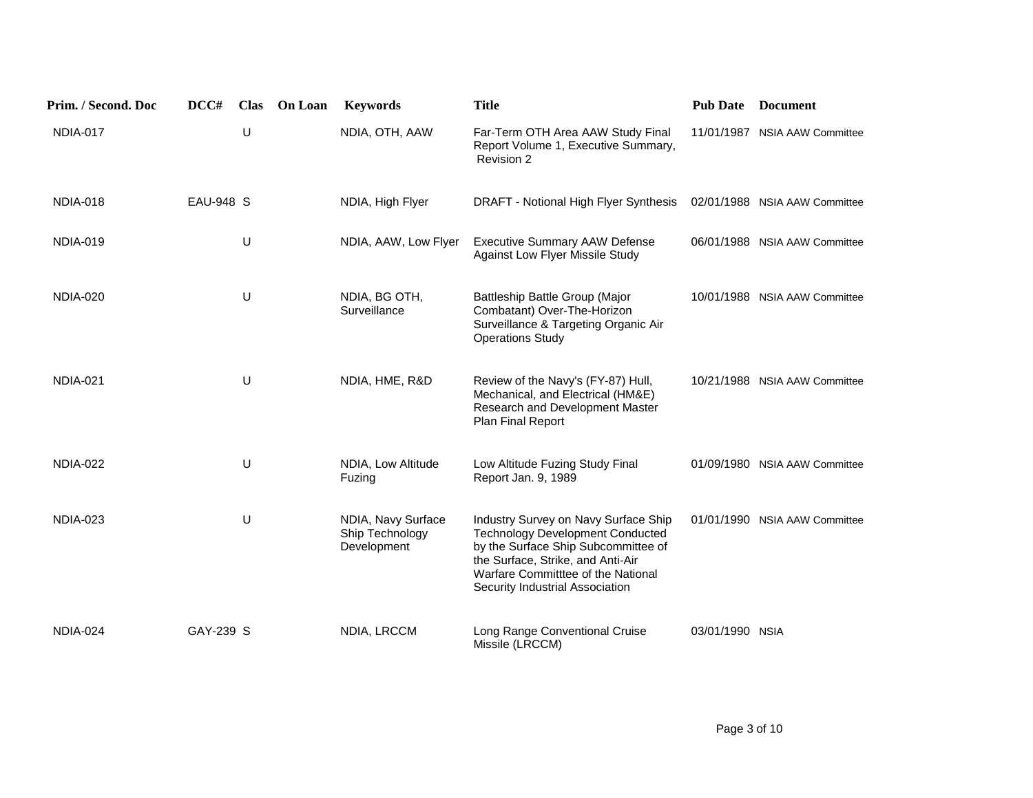| Prim. / Second. Doc | DCC# | Clas | On Loan | Keywords | Title | Pub Date | Document |
|---|---|---|---|---|---|---|---|
| NDIA-017 | | U | | NDIA, OTH, AAW | Far-Term OTH Area AAW Study Final Report Volume 1, Executive Summary, Revision 2 | 11/01/1987 | NSIA AAW Committee |
| NDIA-018 | EAU-948 | S | | NDIA, High Flyer | DRAFT - Notional High Flyer Synthesis | 02/01/1988 | NSIA AAW Committee |
| NDIA-019 | | U | | NDIA, AAW, Low Flyer | Executive Summary AAW Defense Against Low Flyer Missile Study | 06/01/1988 | NSIA AAW Committee |
| NDIA-020 | | U | | NDIA, BG OTH, Surveillance | Battleship Battle Group (Major Combatant) Over-The-Horizon Surveillance & Targeting Organic Air Operations Study | 10/01/1988 | NSIA AAW Committee |
| NDIA-021 | | U | | NDIA, HME, R&D | Review of the Navy's (FY-87) Hull, Mechanical, and Electrical (HM&E) Research and Development Master Plan Final Report | 10/21/1988 | NSIA AAW Committee |
| NDIA-022 | | U | | NDIA, Low Altitude Fuzing | Low Altitude Fuzing Study Final Report Jan. 9, 1989 | 01/09/1980 | NSIA AAW Committee |
| NDIA-023 | | U | | NDIA, Navy Surface Ship Technology Development | Industry Survey on Navy Surface Ship Technology Development Conducted by the Surface Ship Subcommittee of the Surface, Strike, and Anti-Air Warfare Committtee of the National Security Industrial Association | 01/01/1990 | NSIA AAW Committee |
| NDIA-024 | GAY-239 | S | | NDIA, LRCCM | Long Range Conventional Cruise Missile (LRCCM) | 03/01/1990 | NSIA |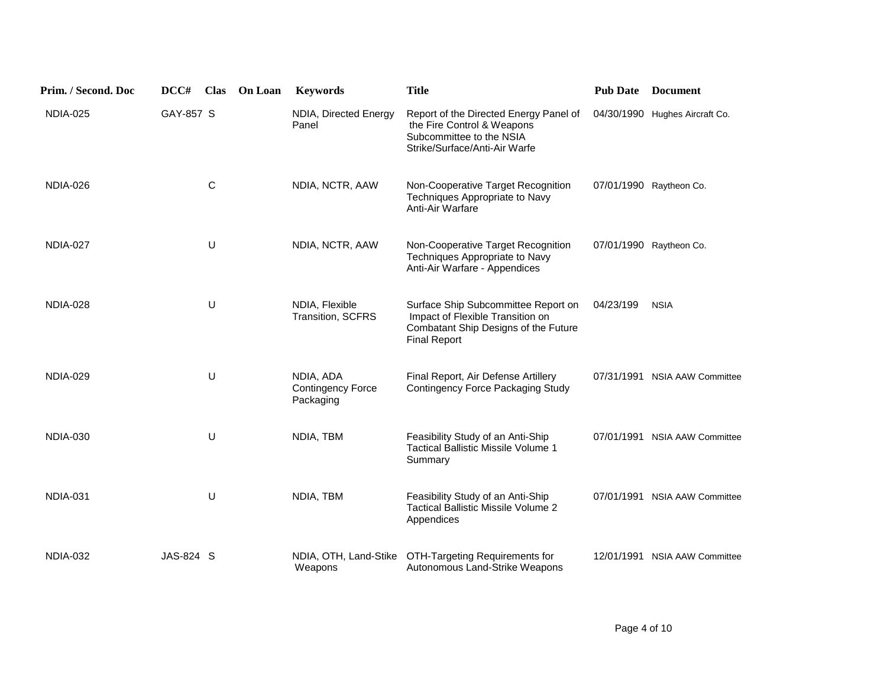| Prim. / Second. Doc | DCC# | Clas | On Loan | Keywords | Title | Pub Date | Document |
|---|---|---|---|---|---|---|---|
| NDIA-025 | GAY-857 | S | | NDIA, Directed Energy Panel | Report of the Directed Energy Panel of the Fire Control & Weapons Subcommittee to the NSIA Strike/Surface/Anti-Air Warfe | 04/30/1990 | Hughes Aircraft Co. |
| NDIA-026 | | C | | NDIA, NCTR, AAW | Non-Cooperative Target Recognition Techniques Appropriate to Navy Anti-Air Warfare | 07/01/1990 | Raytheon Co. |
| NDIA-027 | | U | | NDIA, NCTR, AAW | Non-Cooperative Target Recognition Techniques Appropriate to Navy Anti-Air Warfare - Appendices | 07/01/1990 | Raytheon Co. |
| NDIA-028 | | U | | NDIA, Flexible Transition, SCFRS | Surface Ship Subcommittee Report on Impact of Flexible Transition on Combatant Ship Designs of the Future Final Report | 04/23/199 | NSIA |
| NDIA-029 | | U | | NDIA, ADA Contingency Force Packaging | Final Report, Air Defense Artillery Contingency Force Packaging Study | 07/31/1991 | NSIA AAW Committee |
| NDIA-030 | | U | | NDIA, TBM | Feasibility Study of an Anti-Ship Tactical Ballistic Missile Volume 1 Summary | 07/01/1991 | NSIA AAW Committee |
| NDIA-031 | | U | | NDIA, TBM | Feasibility Study of an Anti-Ship Tactical Ballistic Missile Volume 2 Appendices | 07/01/1991 | NSIA AAW Committee |
| NDIA-032 | JAS-824 | S | | NDIA, OTH, Land-Stike Weapons | OTH-Targeting Requirements for Autonomous Land-Strike Weapons | 12/01/1991 | NSIA AAW Committee |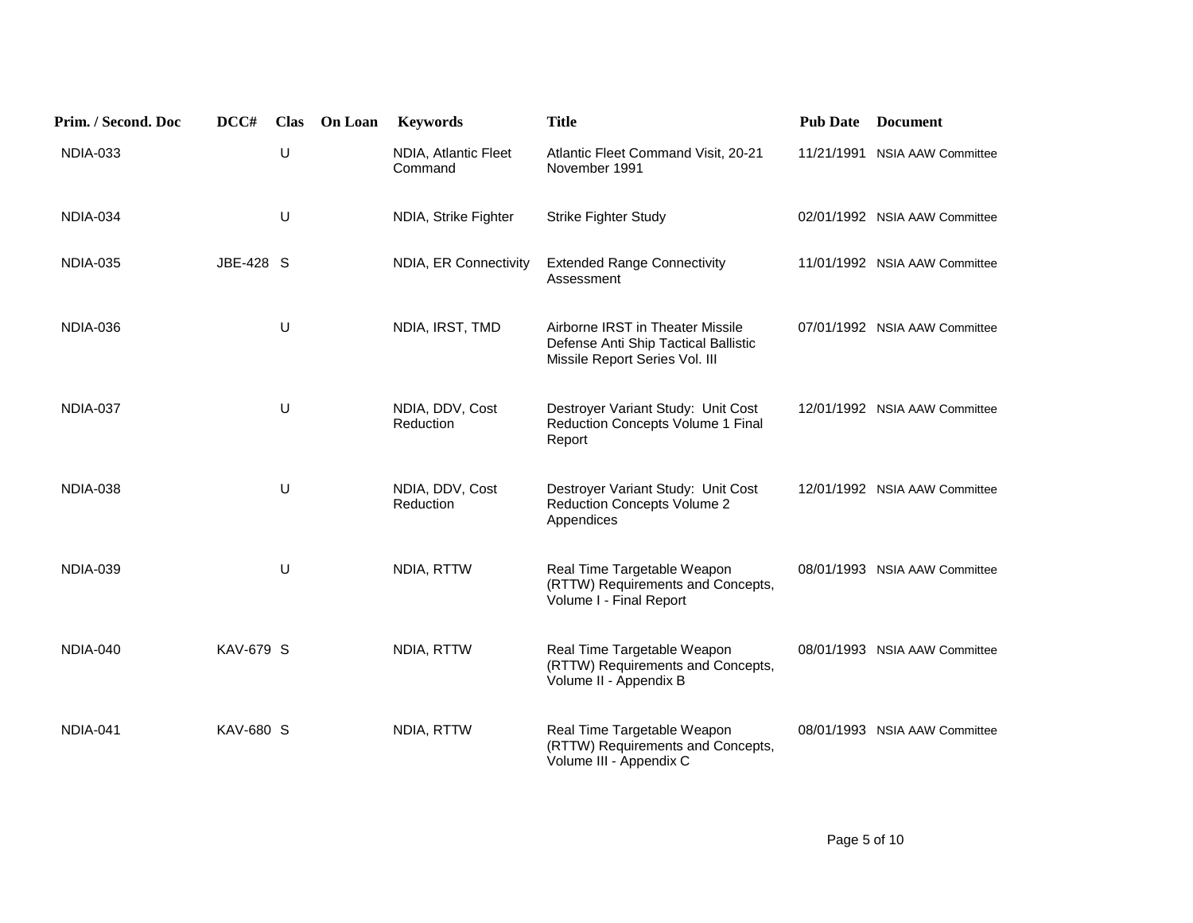| Prim. / Second. Doc | DCC# | Clas | On Loan | Keywords | Title | Pub Date | Document |
|---|---|---|---|---|---|---|---|
| NDIA-033 | | U | | NDIA, Atlantic Fleet Command | Atlantic Fleet Command Visit, 20-21 November 1991 | 11/21/1991 | NSIA AAW Committee |
| NDIA-034 | | U | | NDIA, Strike Fighter | Strike Fighter Study | 02/01/1992 | NSIA AAW Committee |
| NDIA-035 | JBE-428 | S | | NDIA, ER Connectivity | Extended Range Connectivity Assessment | 11/01/1992 | NSIA AAW Committee |
| NDIA-036 | | U | | NDIA, IRST, TMD | Airborne IRST in Theater Missile Defense Anti Ship Tactical Ballistic Missile Report Series Vol. III | 07/01/1992 | NSIA AAW Committee |
| NDIA-037 | | U | | NDIA, DDV, Cost Reduction | Destroyer Variant Study: Unit Cost Reduction Concepts Volume 1 Final Report | 12/01/1992 | NSIA AAW Committee |
| NDIA-038 | | U | | NDIA, DDV, Cost Reduction | Destroyer Variant Study: Unit Cost Reduction Concepts Volume 2 Appendices | 12/01/1992 | NSIA AAW Committee |
| NDIA-039 | | U | | NDIA, RTTW | Real Time Targetable Weapon (RTTW) Requirements and Concepts, Volume I - Final Report | 08/01/1993 | NSIA AAW Committee |
| NDIA-040 | KAV-679 | S | | NDIA, RTTW | Real Time Targetable Weapon (RTTW) Requirements and Concepts, Volume II - Appendix B | 08/01/1993 | NSIA AAW Committee |
| NDIA-041 | KAV-680 | S | | NDIA, RTTW | Real Time Targetable Weapon (RTTW) Requirements and Concepts, Volume III - Appendix C | 08/01/1993 | NSIA AAW Committee |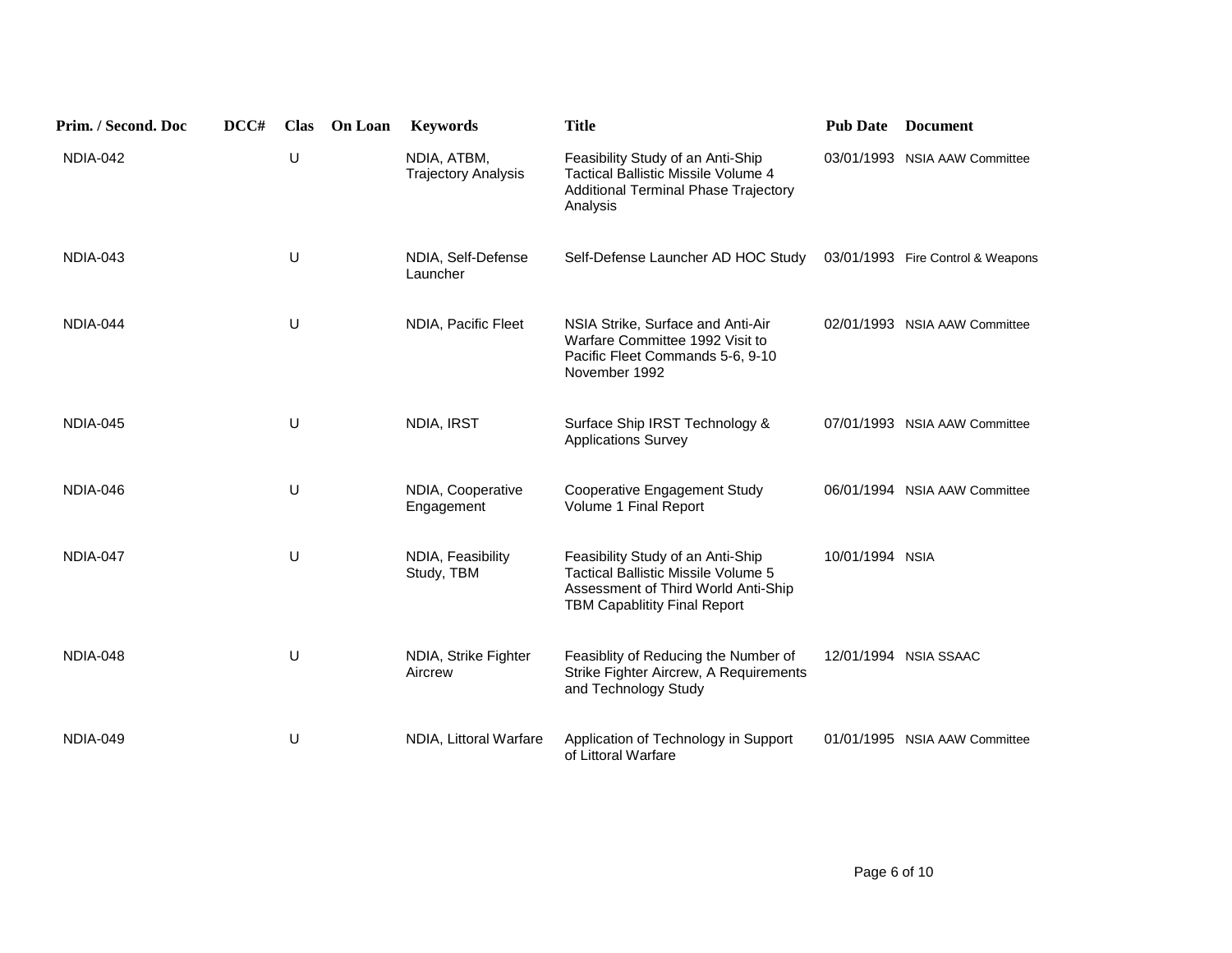| Prim. / Second. Doc | DCC# | Clas | On Loan | Keywords | Title | Pub Date | Document |
|---|---|---|---|---|---|---|---|
| NDIA-042 | | U | | NDIA, ATBM, Trajectory Analysis | Feasibility Study of an Anti-Ship Tactical Ballistic Missile Volume 4 Additional Terminal Phase Trajectory Analysis | 03/01/1993 | NSIA AAW Committee |
| NDIA-043 | | U | | NDIA, Self-Defense Launcher | Self-Defense Launcher AD HOC Study | 03/01/1993 | Fire Control & Weapons |
| NDIA-044 | | U | | NDIA, Pacific Fleet | NSIA Strike, Surface and Anti-Air Warfare Committee 1992 Visit to Pacific Fleet Commands 5-6, 9-10 November 1992 | 02/01/1993 | NSIA AAW Committee |
| NDIA-045 | | U | | NDIA, IRST | Surface Ship IRST Technology & Applications Survey | 07/01/1993 | NSIA AAW Committee |
| NDIA-046 | | U | | NDIA, Cooperative Engagement | Cooperative Engagement Study Volume 1 Final Report | 06/01/1994 | NSIA AAW Committee |
| NDIA-047 | | U | | NDIA, Feasibility Study, TBM | Feasibility Study of an Anti-Ship Tactical Ballistic Missile Volume 5 Assessment of Third World Anti-Ship TBM Capablitity Final Report | 10/01/1994 | NSIA |
| NDIA-048 | | U | | NDIA, Strike Fighter Aircrew | Feasiblity of Reducing the Number of Strike Fighter Aircrew, A Requirements and Technology Study | 12/01/1994 | NSIA SSAAC |
| NDIA-049 | | U | | NDIA, Littoral Warfare | Application of Technology in Support of Littoral Warfare | 01/01/1995 | NSIA AAW Committee |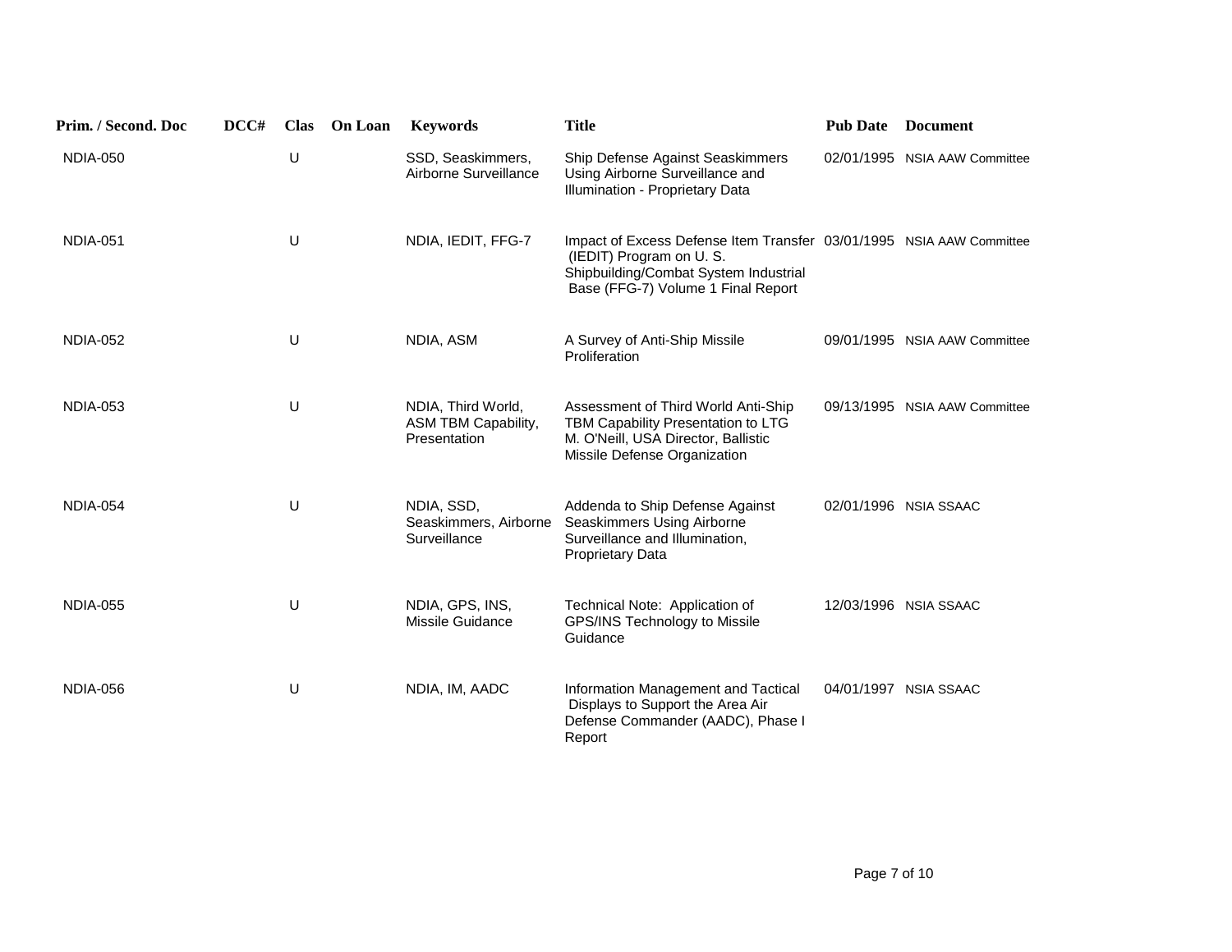| Prim. / Second. Doc | DCC# | Clas | On Loan | Keywords | Title | Pub Date | Document |
|---|---|---|---|---|---|---|---|
| NDIA-050 | | U | | SSD, Seaskimmers, Airborne Surveillance | Ship Defense Against Seaskimmers Using Airborne Surveillance and Illumination - Proprietary Data | 02/01/1995 | NSIA AAW Committee |
| NDIA-051 | | U | | NDIA, IEDIT, FFG-7 | Impact of Excess Defense Item Transfer (IEDIT) Program on U. S. Shipbuilding/Combat System Industrial Base (FFG-7) Volume 1 Final Report | 03/01/1995 | NSIA AAW Committee |
| NDIA-052 | | U | | NDIA, ASM | A Survey of Anti-Ship Missile Proliferation | 09/01/1995 | NSIA AAW Committee |
| NDIA-053 | | U | | NDIA, Third World, ASM TBM Capability, Presentation | Assessment of Third World Anti-Ship TBM Capability Presentation to LTG M. O'Neill, USA Director, Ballistic Missile Defense Organization | 09/13/1995 | NSIA AAW Committee |
| NDIA-054 | | U | | NDIA, SSD, Seaskimmers, Airborne Surveillance | Addenda to Ship Defense Against Seaskimmers Using Airborne Surveillance and Illumination, Proprietary Data | 02/01/1996 | NSIA SSAAC |
| NDIA-055 | | U | | NDIA, GPS, INS, Missile Guidance | Technical Note: Application of GPS/INS Technology to Missile Guidance | 12/03/1996 | NSIA SSAAC |
| NDIA-056 | | U | | NDIA, IM, AADC | Information Management and Tactical Displays to Support the Area Air Defense Commander (AADC), Phase I Report | 04/01/1997 | NSIA SSAAC |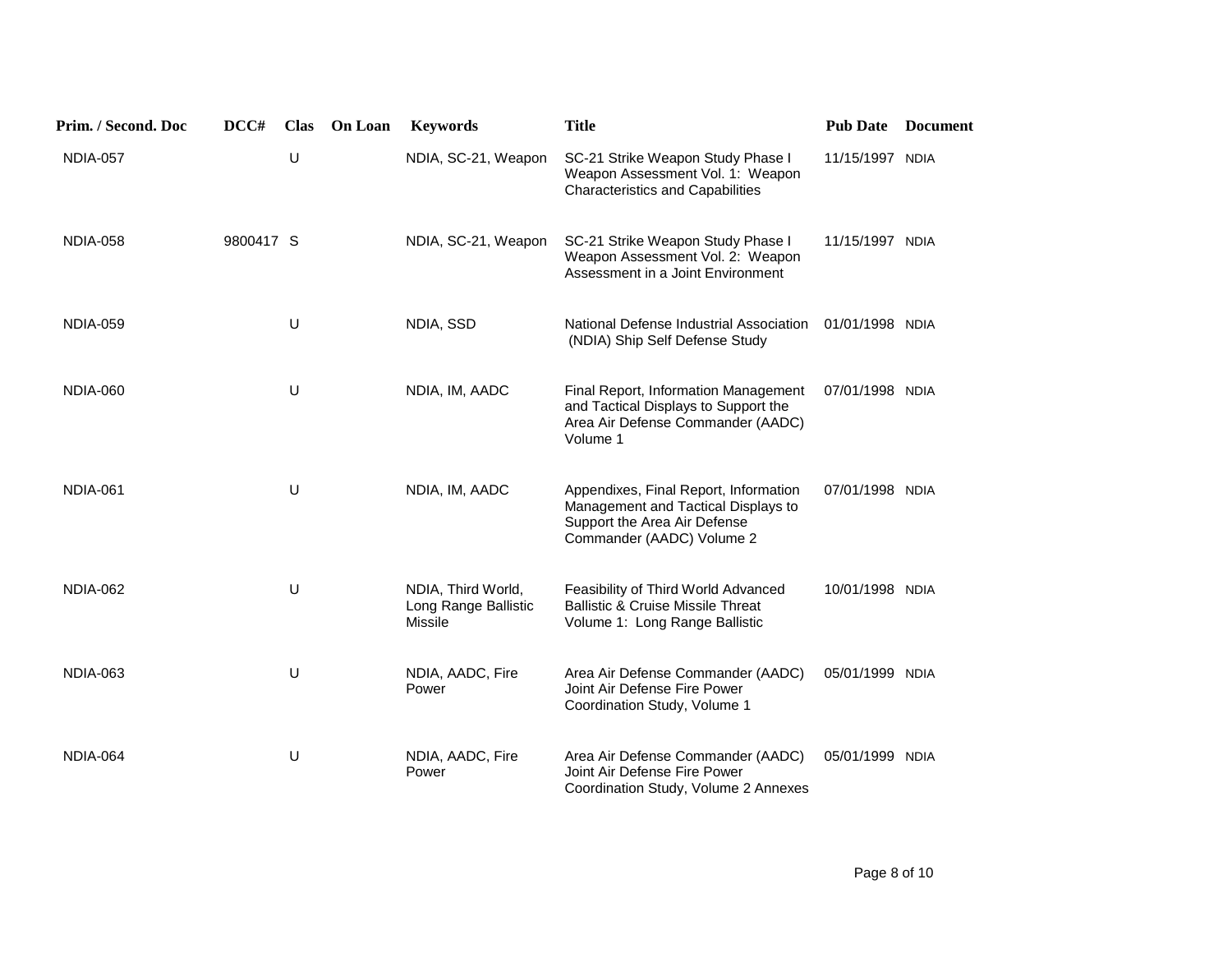| Prim. / Second. Doc | DCC# | Clas | On Loan | Keywords | Title | Pub Date | Document |
|---|---|---|---|---|---|---|---|
| NDIA-057 | | U | | NDIA, SC-21, Weapon | SC-21 Strike Weapon Study Phase I Weapon Assessment Vol. 1: Weapon Characteristics and Capabilities | 11/15/1997 | NDIA |
| NDIA-058 | 9800417 | S | | NDIA, SC-21, Weapon | SC-21 Strike Weapon Study Phase I Weapon Assessment Vol. 2: Weapon Assessment in a Joint Environment | 11/15/1997 | NDIA |
| NDIA-059 | | U | | NDIA, SSD | National Defense Industrial Association (NDIA) Ship Self Defense Study | 01/01/1998 | NDIA |
| NDIA-060 | | U | | NDIA, IM, AADC | Final Report, Information Management and Tactical Displays to Support the Area Air Defense Commander (AADC) Volume 1 | 07/01/1998 | NDIA |
| NDIA-061 | | U | | NDIA, IM, AADC | Appendixes, Final Report, Information Management and Tactical Displays to Support the Area Air Defense Commander (AADC) Volume 2 | 07/01/1998 | NDIA |
| NDIA-062 | | U | | NDIA, Third World, Long Range Ballistic Missile | Feasibility of Third World Advanced Ballistic & Cruise Missile Threat Volume 1: Long Range Ballistic | 10/01/1998 | NDIA |
| NDIA-063 | | U | | NDIA, AADC, Fire Power | Area Air Defense Commander (AADC) Joint Air Defense Fire Power Coordination Study, Volume 1 | 05/01/1999 | NDIA |
| NDIA-064 | | U | | NDIA, AADC, Fire Power | Area Air Defense Commander (AADC) Joint Air Defense Fire Power Coordination Study, Volume 2 Annexes | 05/01/1999 | NDIA |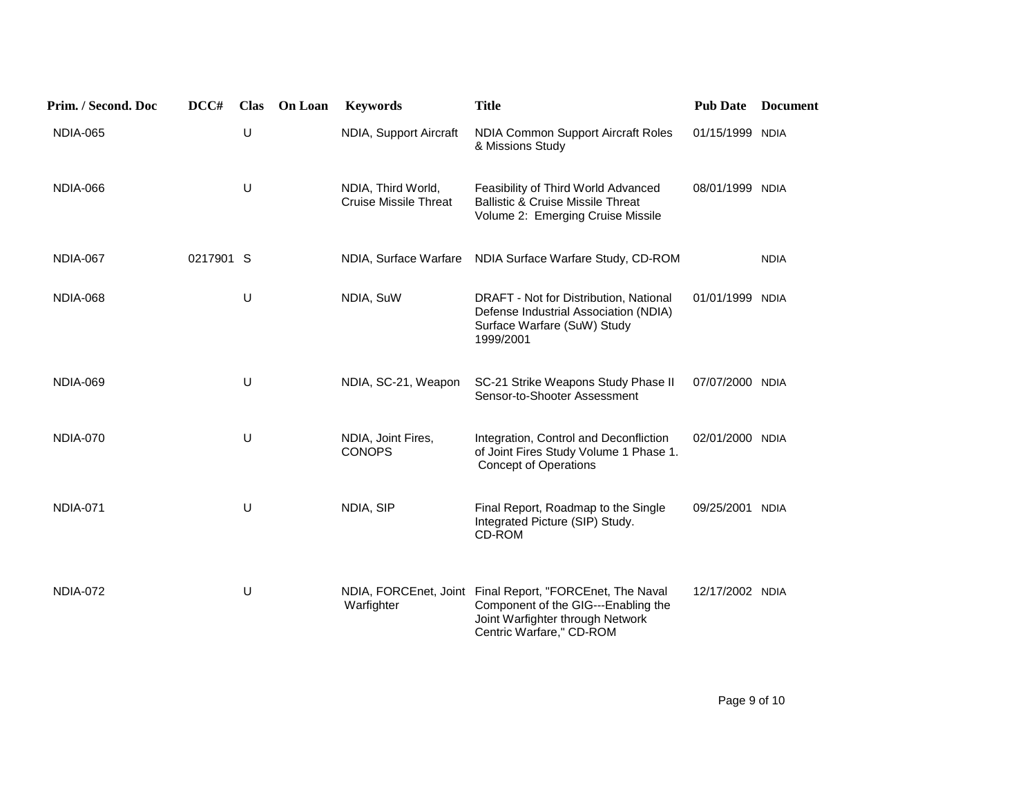| Prim. / Second. Doc | DCC# | Clas | On Loan | Keywords | Title | Pub Date | Document |
|---|---|---|---|---|---|---|---|
| NDIA-065 | | U | | NDIA, Support Aircraft | NDIA Common Support Aircraft Roles & Missions Study | 01/15/1999 | NDIA |
| NDIA-066 | | U | | NDIA, Third World, Cruise Missile Threat | Feasibility of Third World Advanced Ballistic & Cruise Missile Threat Volume 2: Emerging Cruise Missile | 08/01/1999 | NDIA |
| NDIA-067 | 0217901 | S | | NDIA, Surface Warfare | NDIA Surface Warfare Study, CD-ROM | | NDIA |
| NDIA-068 | | U | | NDIA, SuW | DRAFT - Not for Distribution, National Defense Industrial Association (NDIA) Surface Warfare (SuW) Study 1999/2001 | 01/01/1999 | NDIA |
| NDIA-069 | | U | | NDIA, SC-21, Weapon | SC-21 Strike Weapons Study Phase II Sensor-to-Shooter Assessment | 07/07/2000 | NDIA |
| NDIA-070 | | U | | NDIA, Joint Fires, CONOPS | Integration, Control and Deconfliction of Joint Fires Study Volume 1 Phase 1. Concept of Operations | 02/01/2000 | NDIA |
| NDIA-071 | | U | | NDIA, SIP | Final Report, Roadmap to the Single Integrated Picture (SIP) Study. CD-ROM | 09/25/2001 | NDIA |
| NDIA-072 | | U | | NDIA, FORCEnet, Joint Warfighter | Final Report, "FORCEnet, The Naval Component of the GIG---Enabling the Joint Warfighter through Network Centric Warfare," CD-ROM | 12/17/2002 | NDIA |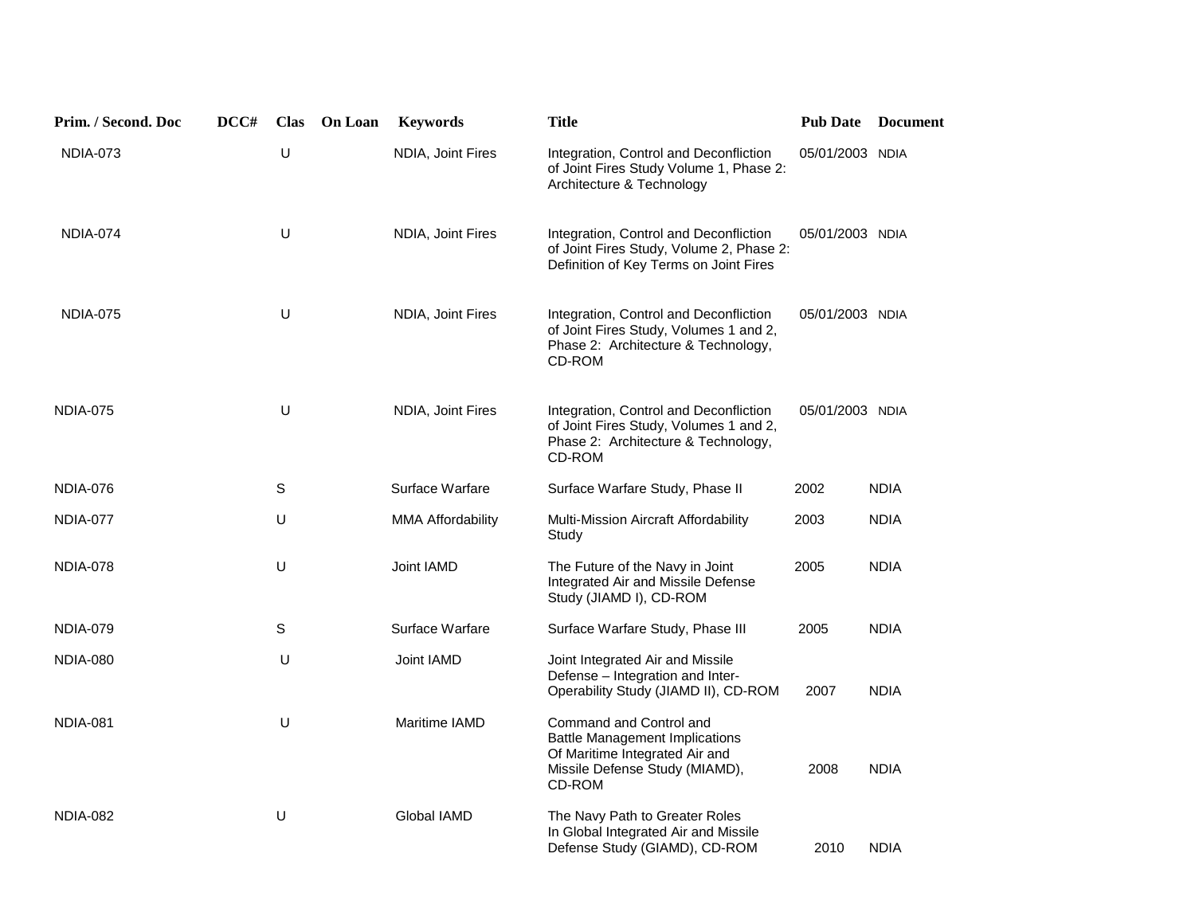| Prim. / Second. Doc | DCC# | Clas | On Loan | Keywords | Title | Pub Date | Document |
| --- | --- | --- | --- | --- | --- | --- | --- |
| NDIA-073 | | U | | NDIA, Joint Fires | Integration, Control and Deconfliction of Joint Fires Study Volume 1, Phase 2: Architecture & Technology | 05/01/2003 | NDIA |
| NDIA-074 | | U | | NDIA, Joint Fires | Integration, Control and Deconfliction of Joint Fires Study, Volume 2, Phase 2: Definition of Key Terms on Joint Fires | 05/01/2003 | NDIA |
| NDIA-075 | | U | | NDIA, Joint Fires | Integration, Control and Deconfliction of Joint Fires Study, Volumes 1 and 2, Phase 2: Architecture & Technology, CD-ROM | 05/01/2003 | NDIA |
| NDIA-075 | | U | | NDIA, Joint Fires | Integration, Control and Deconfliction of Joint Fires Study, Volumes 1 and 2, Phase 2: Architecture & Technology, CD-ROM | 05/01/2003 | NDIA |
| NDIA-076 | | S | | Surface Warfare | Surface Warfare Study, Phase II | 2002 | NDIA |
| NDIA-077 | | U | | MMA Affordability | Multi-Mission Aircraft Affordability Study | 2003 | NDIA |
| NDIA-078 | | U | | Joint IAMD | The Future of the Navy in Joint Integrated Air and Missile Defense Study (JIAMD I), CD-ROM | 2005 | NDIA |
| NDIA-079 | | S | | Surface Warfare | Surface Warfare Study, Phase III | 2005 | NDIA |
| NDIA-080 | | U | | Joint IAMD | Joint Integrated Air and Missile Defense – Integration and Inter-Operability Study (JIAMD II), CD-ROM | 2007 | NDIA |
| NDIA-081 | | U | | Maritime IAMD | Command and Control and Battle Management Implications Of Maritime Integrated Air and Missile Defense Study (MIAMD), CD-ROM | 2008 | NDIA |
| NDIA-082 | | U | | Global IAMD | The Navy Path to Greater Roles In Global Integrated Air and Missile Defense Study (GIAMD), CD-ROM | 2010 | NDIA |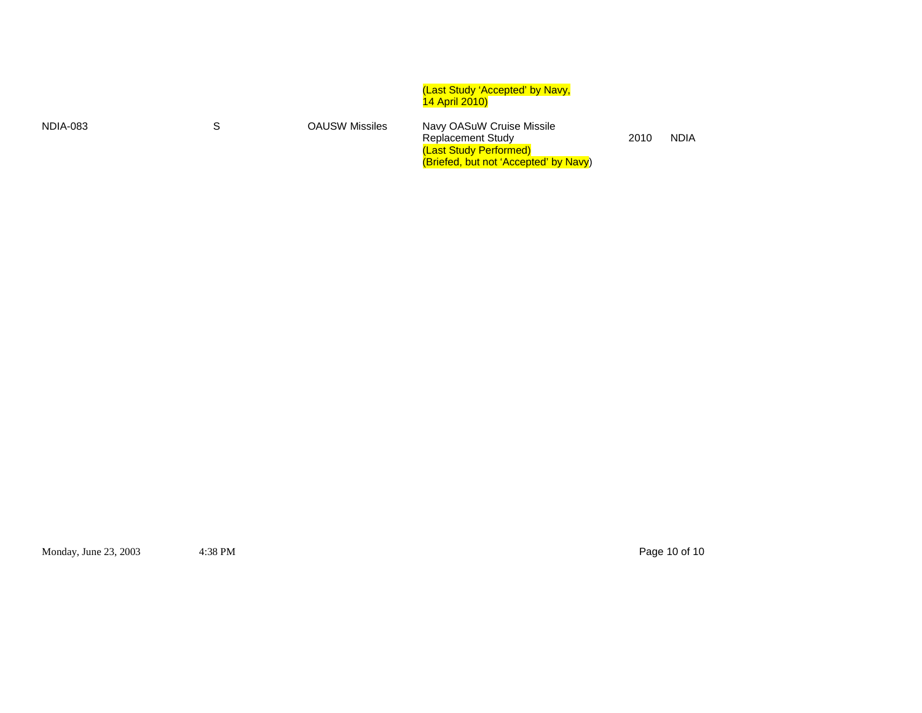| | | | | | |
|---|---|---|---|---|---|
| | | | (Last Study 'Accepted' by Navy, 14 April 2010) | | |
| NDIA-083 | S | OAUSW Missiles | Navy OASuW Cruise Missile Replacement Study (Last Study Performed) (Briefed, but not 'Accepted' by Navy) | 2010 | NDIA |

Monday, June 23, 2003 4:38 PM